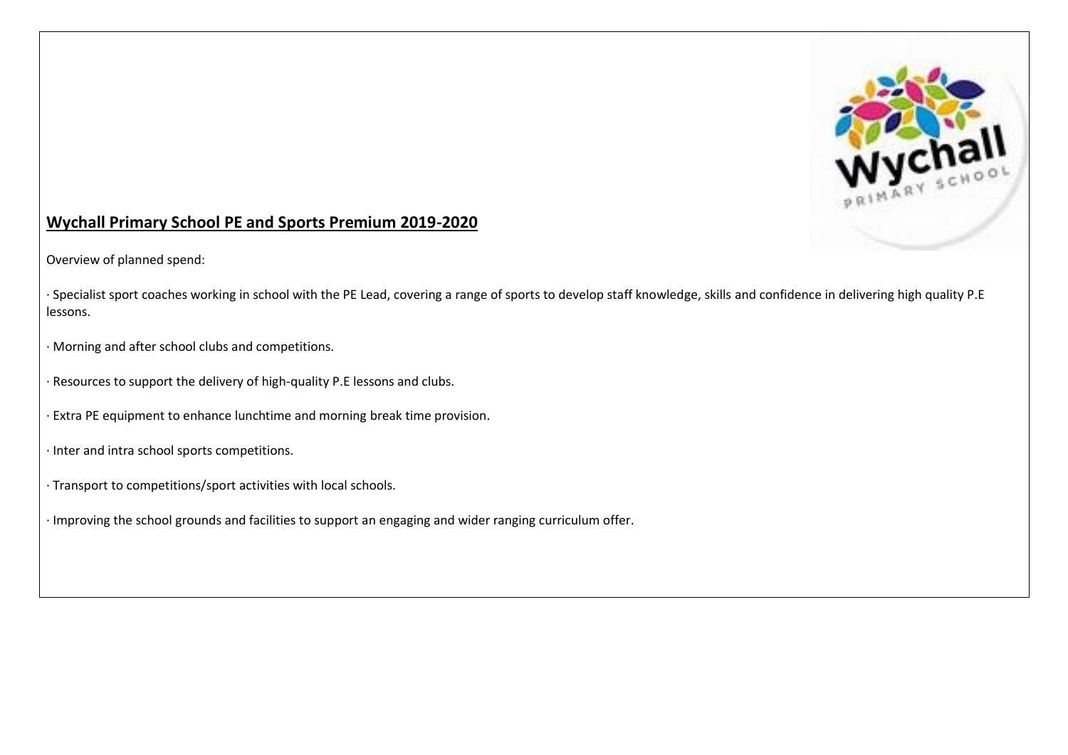## Wychall Primary School PE and Sports Premium 2019-2020

Overview of planned spend:

- Specialist sport coaches working in school with the PE Lead, covering a range of sports to develop staff knowledge, skills and confidence in delivering high quality P.E lessons.
- Morning and after school clubs and competitions.
- Resources to support the delivery of high-quality P.E lessons and clubs.
- Extra PE equipment to enhance lunchtime and morning break time provision.
- Inter and intra school sports competitions.
- Transport to competitions/sport activities with local schools.
- Improving the school grounds and facilities to support an engaging and wider ranging curriculum offer.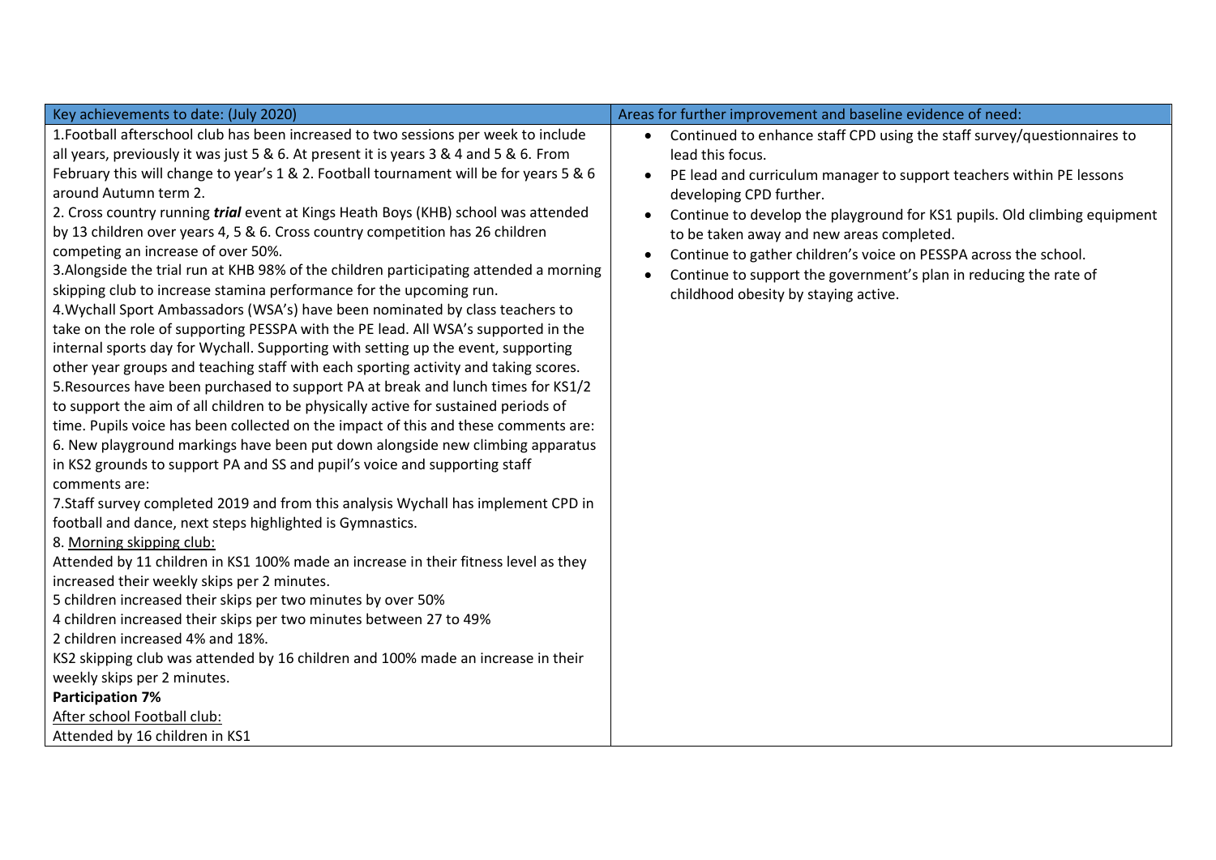| Key achievements to date: (July 2020) | Areas for further improvement and baseline evidence of need: |
|---|---|
| 1.Football afterschool club has been increased to two sessions per week to include all years, previously it was just 5 & 6. At present it is years 3 & 4 and 5 & 6. From February this will change to year's 1 & 2. Football tournament will be for years 5 & 6 around Autumn term 2.<br>2. Cross country running ***trial*** event at Kings Heath Boys (KHB) school was attended by 13 children over years 4, 5 & 6. Cross country competition has 26 children competing an increase of over 50%.<br>3.Alongside the trial run at KHB 98% of the children participating attended a morning skipping club to increase stamina performance for the upcoming run.<br>4.Wychall Sport Ambassadors (WSA's) have been nominated by class teachers to take on the role of supporting PESSPA with the PE lead. All WSA's supported in the internal sports day for Wychall. Supporting with setting up the event, supporting other year groups and teaching staff with each sporting activity and taking scores.<br>5.Resources have been purchased to support PA at break and lunch times for KS1/2 to support the aim of all children to be physically active for sustained periods of time. Pupils voice has been collected on the impact of this and these comments are:<br>6. New playground markings have been put down alongside new climbing apparatus in KS2 grounds to support PA and SS and pupil's voice and supporting staff comments are:<br>7.Staff survey completed 2019 and from this analysis Wychall has implement CPD in football and dance, next steps highlighted is Gymnastics.<br>8. <u>Morning skipping club:</u><br>Attended by 11 children in KS1 100% made an increase in their fitness level as they increased their weekly skips per 2 minutes.<br>5 children increased their skips per two minutes by over 50%<br>4 children increased their skips per two minutes between 27 to 49%<br>2 children increased 4% and 18%.<br>KS2 skipping club was attended by 16 children and 100% made an increase in their weekly skips per 2 minutes.<br>**Participation 7%**<br><u>After school Football club:</u><br>Attended by 16 children in KS1 | • Continued to enhance staff CPD using the staff survey/questionnaires to lead this focus.<br>• PE lead and curriculum manager to support teachers within PE lessons developing CPD further.<br>• Continue to develop the playground for KS1 pupils. Old climbing equipment to be taken away and new areas completed.<br>• Continue to gather children's voice on PESSPA across the school.<br>• Continue to support the government's plan in reducing the rate of childhood obesity by staying active. |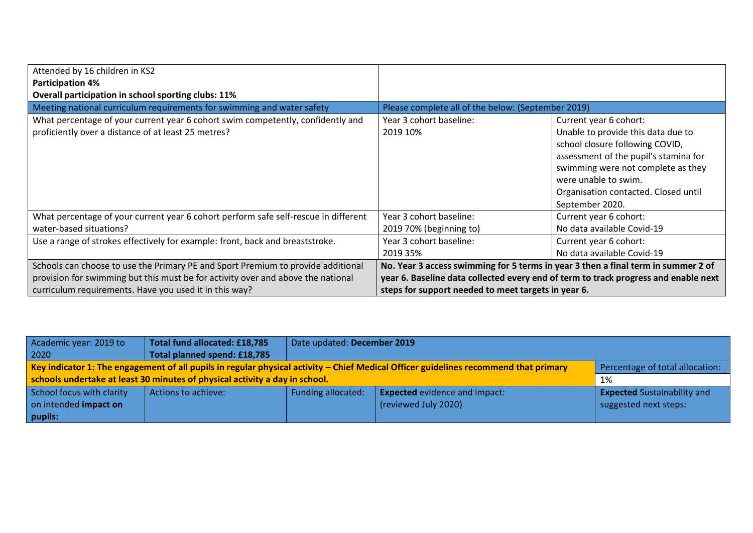| | | |
|---|---|---|
| Attended by 16 children in KS2<br>**Participation 4%**<br>**Overall participation in school sporting clubs: 11%** | | |
| Meeting national curriculum requirements for swimming and water safety | Please complete all of the below: (September 2019) | |
| What percentage of your current year 6 cohort swim competently, confidently and proficiently over a distance of at least 25 metres? | Year 3 cohort baseline:<br>2019 10% | Current year 6 cohort:<br>Unable to provide this data due to school closure following COVID, assessment of the pupil's stamina for swimming were not complete as they were unable to swim.<br>Organisation contacted. Closed until September 2020. |
| What percentage of your current year 6 cohort perform safe self-rescue in different water-based situations? | Year 3 cohort baseline:<br>2019 70% (beginning to) | Current year 6 cohort:<br>No data available Covid-19 |
| Use a range of strokes effectively for example: front, back and breaststroke. | Year 3 cohort baseline:<br>2019 35% | Current year 6 cohort:<br>No data available Covid-19 |
| Schools can choose to use the Primary PE and Sport Premium to provide additional provision for swimming but this must be for activity over and above the national curriculum requirements. Have you used it in this way? | **No. Year 3 access swimming for 5 terms in year 3 then a final term in summer 2 of year 6. Baseline data collected every end of term to track progress and enable next steps for support needed to meet targets in year 6.** | |

| Academic year: 2019 to 2020 | **Total fund allocated: £18,785**<br>**Total planned spend: £18,785** | Date updated: **December 2019** | | |
|---|---|---|---|---|
| **Key indicator 1: The engagement of all pupils in regular physical activity – Chief Medical Officer guidelines recommend that primary schools undertake at least 30 minutes of physical activity a day in school.** | | | | Percentage of total allocation:<br>1% |
| School focus with clarity on intended **impact on pupils:** | Actions to achieve: | Funding allocated: | **Expected** evidence and impact:<br>(reviewed July 2020) | **Expected** Sustainability and suggested next steps: |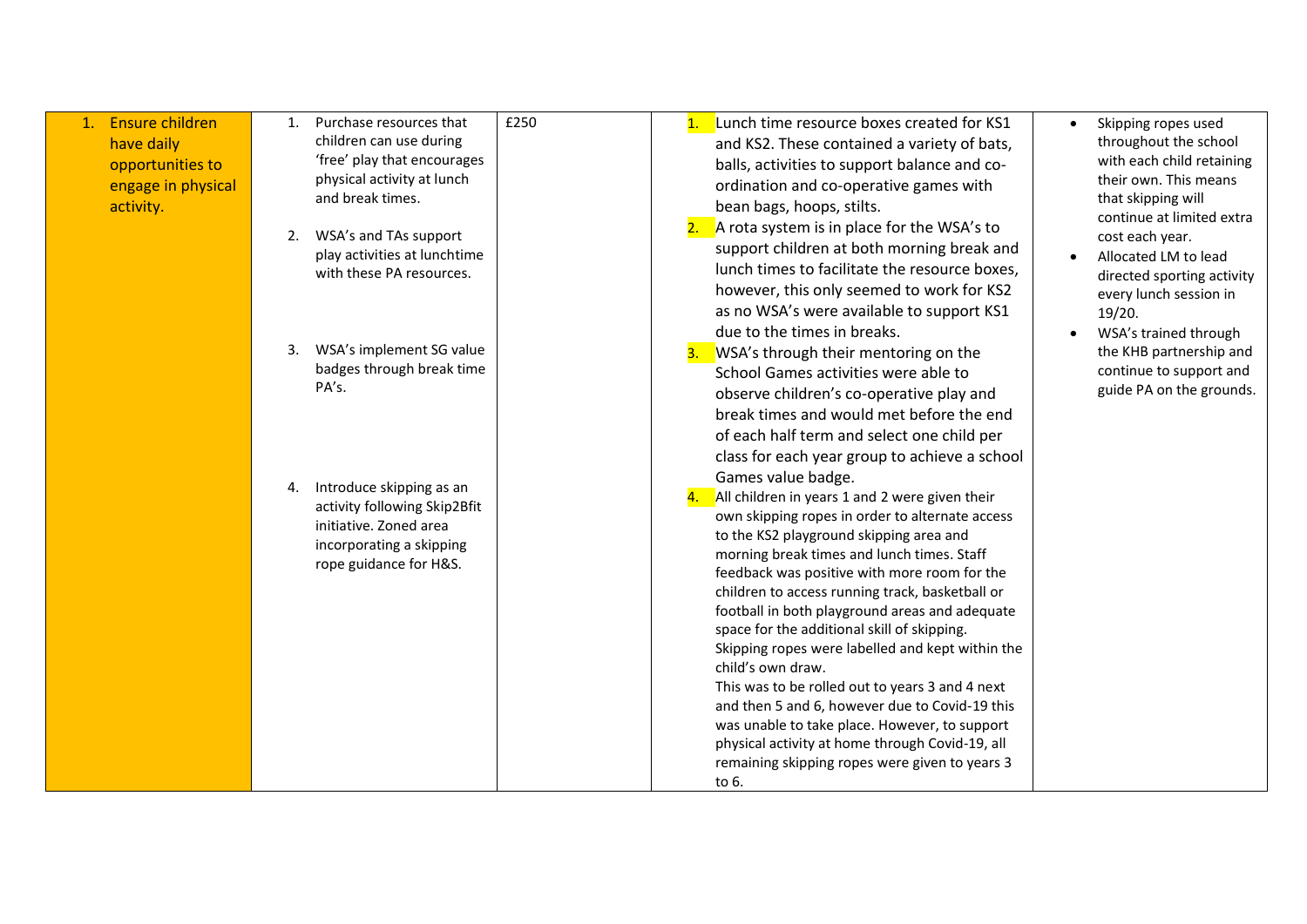| | | | | |
|---|---|---|---|---|
| 1. Ensure children have daily opportunities to engage in physical activity. | 1. Purchase resources that children can use during 'free' play that encourages physical activity at lunch and break times.<br><br>2. WSA's and TAs support play activities at lunchtime with these PA resources.<br><br>3. WSA's implement SG value badges through break time PA's.<br><br>4. Introduce skipping as an activity following Skip2Bfit initiative. Zoned area incorporating a skipping rope guidance for H&S. | £250 | 1. Lunch time resource boxes created for KS1 and KS2. These contained a variety of bats, balls, activities to support balance and co-ordination and co-operative games with bean bags, hoops, stilts.<br>2. A rota system is in place for the WSA's to support children at both morning break and lunch times to facilitate the resource boxes, however, this only seemed to work for KS2 as no WSA's were available to support KS1 due to the times in breaks.<br>3. WSA's through their mentoring on the School Games activities were able to observe children's co-operative play and break times and would met before the end of each half term and select one child per class for each year group to achieve a school Games value badge.<br>4. All children in years 1 and 2 were given their own skipping ropes in order to alternate access to the KS2 playground skipping area and morning break times and lunch times. Staff feedback was positive with more room for the children to access running track, basketball or football in both playground areas and adequate space for the additional skill of skipping. Skipping ropes were labelled and kept within the child's own draw.<br>This was to be rolled out to years 3 and 4 next and then 5 and 6, however due to Covid-19 this was unable to take place. However, to support physical activity at home through Covid-19, all remaining skipping ropes were given to years 3 to 6. | • Skipping ropes used throughout the school with each child retaining their own. This means that skipping will continue at limited extra cost each year.<br>• Allocated LM to lead directed sporting activity every lunch session in 19/20.<br>• WSA's trained through the KHB partnership and continue to support and guide PA on the grounds. |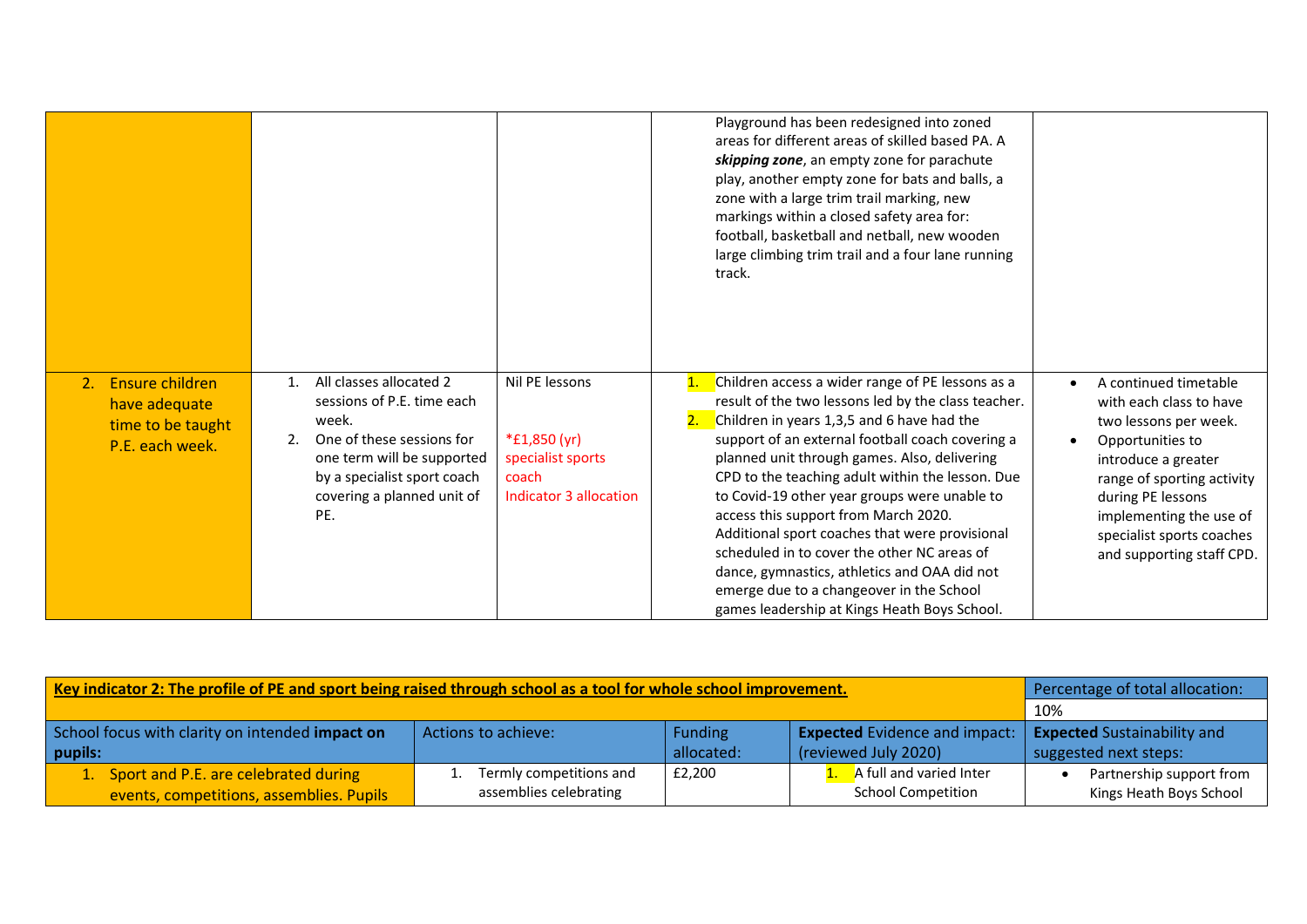| | | | | |
|---|---|---|---|---|
| | | | Playground has been redesigned into zoned areas for different areas of skilled based PA. A ***skipping zone***, an empty zone for parachute play, another empty zone for bats and balls, a zone with a large trim trail marking, new markings within a closed safety area for: football, basketball and netball, new wooden large climbing trim trail and a four lane running track. | |
| 2. Ensure children have adequate time to be taught P.E. each week. | 1. All classes allocated 2 sessions of P.E. time each week.<br>2. One of these sessions for one term will be supported by a specialist sport coach covering a planned unit of PE. | Nil PE lessons<br><br>*£1,850 (yr) specialist sports coach Indicator 3 allocation | 1. Children access a wider range of PE lessons as a result of the two lessons led by the class teacher.<br>2. Children in years 1,3,5 and 6 have had the support of an external football coach covering a planned unit through games. Also, delivering CPD to the teaching adult within the lesson. Due to Covid-19 other year groups were unable to access this support from March 2020. Additional sport coaches that were provisional scheduled in to cover the other NC areas of dance, gymnastics, athletics and OAA did not emerge due to a changeover in the School games leadership at Kings Heath Boys School. | • A continued timetable with each class to have two lessons per week.<br>• Opportunities to introduce a greater range of sporting activity during PE lessons implementing the use of specialist sports coaches and supporting staff CPD. |

| **Key indicator 2: The profile of PE and sport being raised through school as a tool for whole school improvement.** | | | | Percentage of total allocation: |
|---|---|---|---|---|
| | | | | 10% |
| School focus with clarity on intended **impact on pupils:** | Actions to achieve: | Funding allocated: | **Expected** Evidence and impact: (reviewed July 2020) | **Expected** Sustainability and suggested next steps: |
| 1. Sport and P.E. are celebrated during events, competitions, assemblies. Pupils | 1. Termly competitions and assemblies celebrating | £2,200 | 1. A full and varied Inter School Competition | • Partnership support from Kings Heath Boys School |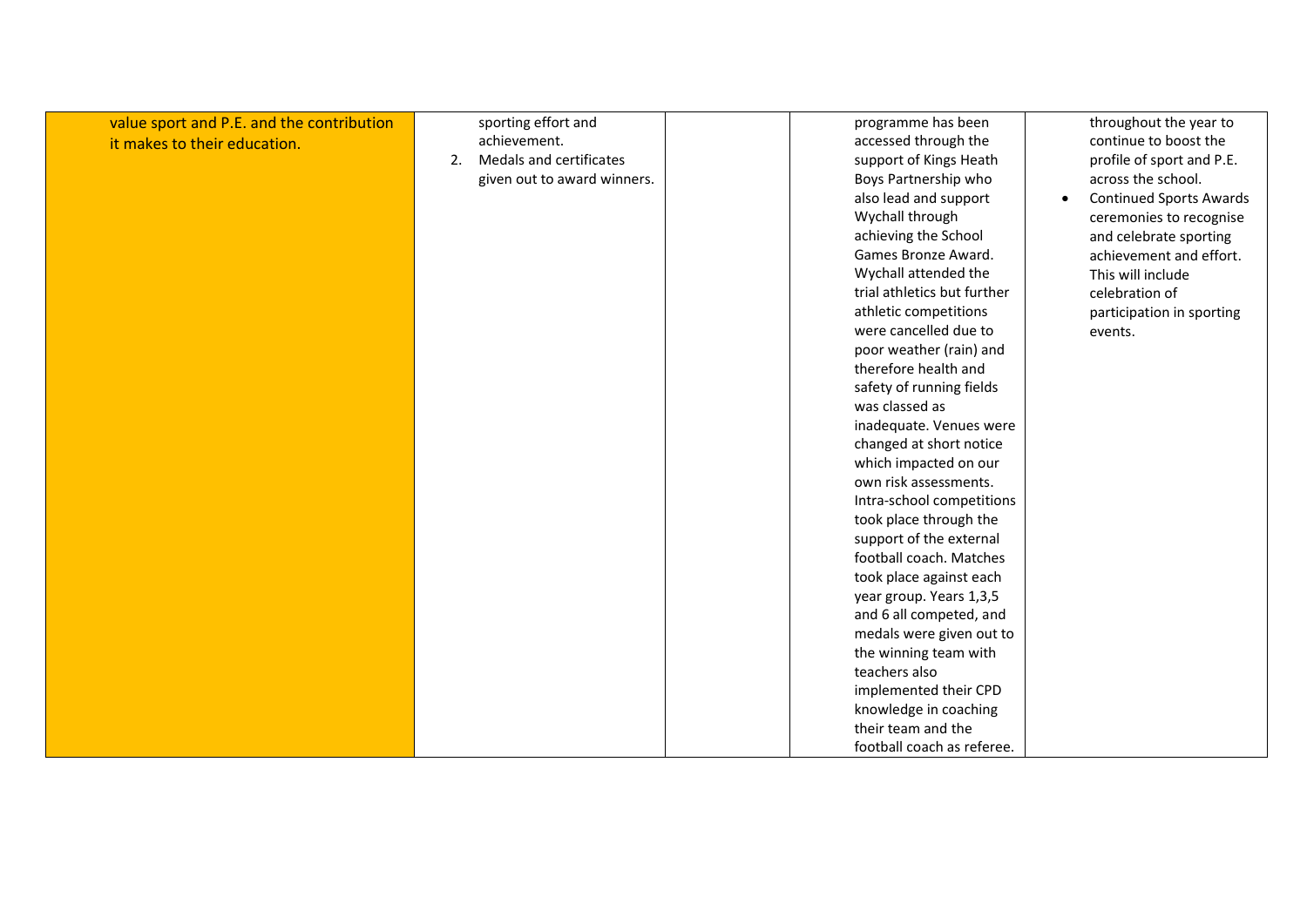| | | | | |
|---|---|---|---|---|
| value sport and P.E. and the contribution it makes to their education. | sporting effort and achievement.<br>2. Medals and certificates given out to award winners. | | programme has been accessed through the support of Kings Heath Boys Partnership who also lead and support Wychall through achieving the School Games Bronze Award. Wychall attended the trial athletics but further athletic competitions were cancelled due to poor weather (rain) and therefore health and safety of running fields was classed as inadequate. Venues were changed at short notice which impacted on our own risk assessments. Intra-school competitions took place through the support of the external football coach. Matches took place against each year group. Years 1,3,5 and 6 all competed, and medals were given out to the winning team with teachers also implemented their CPD knowledge in coaching their team and the football coach as referee. | throughout the year to continue to boost the profile of sport and P.E. across the school.<br>• Continued Sports Awards ceremonies to recognise and celebrate sporting achievement and effort. This will include celebration of participation in sporting events. |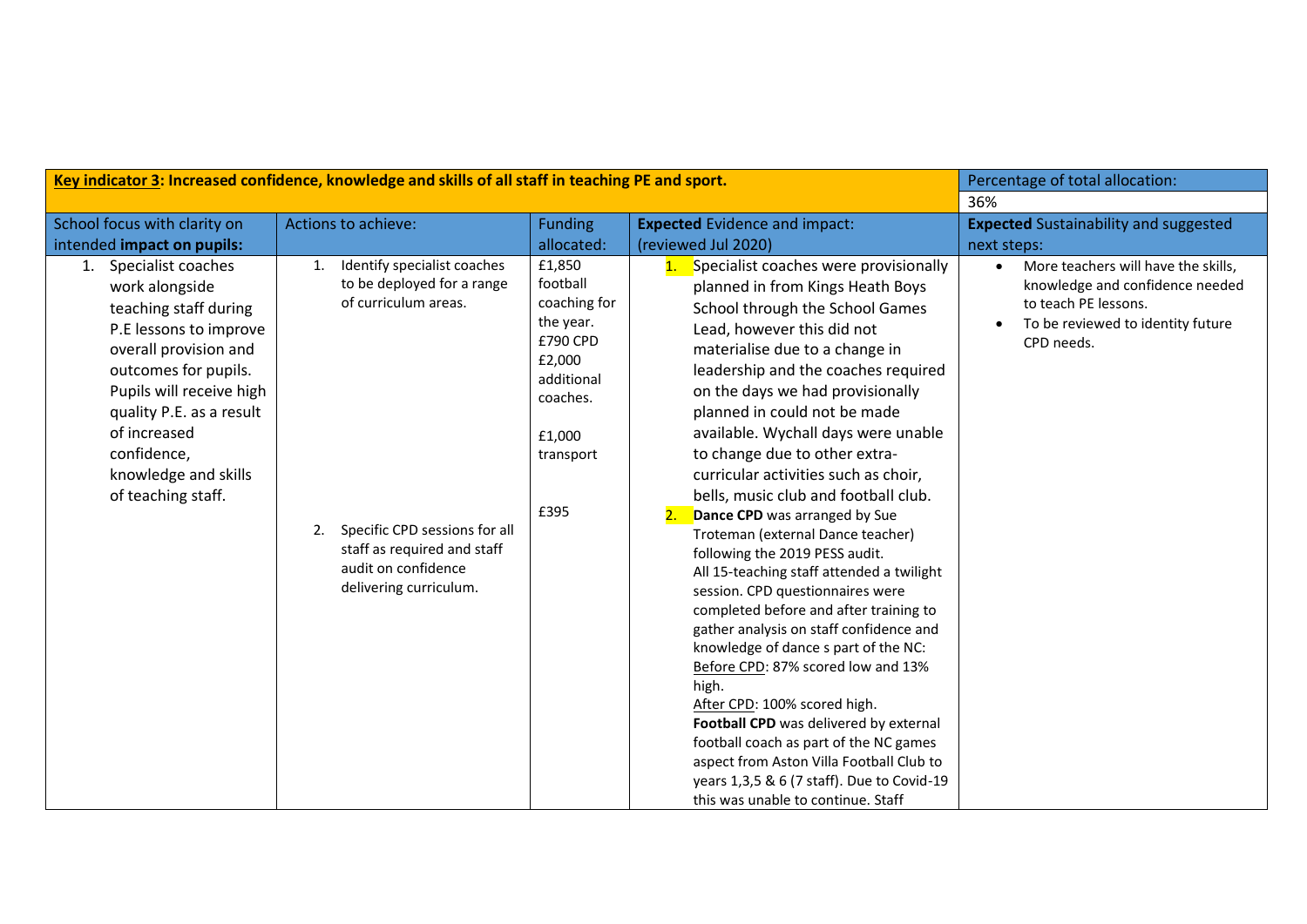| **Key indicator 3: Increased confidence, knowledge and skills of all staff in teaching PE and sport.** | | | | Percentage of total allocation: |
|---|---|---|---|---|
| | | | | 36% |
| School focus with clarity on intended **impact on pupils:** | Actions to achieve: | Funding allocated: | **Expected** Evidence and impact: (reviewed Jul 2020) | **Expected** Sustainability and suggested next steps: |
| 1. Specialist coaches work alongside teaching staff during P.E lessons to improve overall provision and outcomes for pupils. Pupils will receive high quality P.E. as a result of increased confidence, knowledge and skills of teaching staff. | 1. Identify specialist coaches to be deployed for a range of curriculum areas.<br><br>2. Specific CPD sessions for all staff as required and staff audit on confidence delivering curriculum. | £1,850 football coaching for the year.<br>£790 CPD<br>£2,000 additional coaches.<br><br>£1,000 transport<br><br>£395 | 1. Specialist coaches were provisionally planned in from Kings Heath Boys School through the School Games Lead, however this did not materialise due to a change in leadership and the coaches required on the days we had provisionally planned in could not be made available. Wychall days were unable to change due to other extra-curricular activities such as choir, bells, music club and football club.<br>2. **Dance CPD** was arranged by Sue Troteman (external Dance teacher) following the 2019 PESS audit.<br>All 15-teaching staff attended a twilight session. CPD questionnaires were completed before and after training to gather analysis on staff confidence and knowledge of dance s part of the NC:<br>Before CPD: 87% scored low and 13% high.<br>After CPD: 100% scored high.<br>**Football CPD** was delivered by external football coach as part of the NC games aspect from Aston Villa Football Club to years 1,3,5 & 6 (7 staff). Due to Covid-19 this was unable to continue. Staff | • More teachers will have the skills, knowledge and confidence needed to teach PE lessons.<br>• To be reviewed to identity future CPD needs. |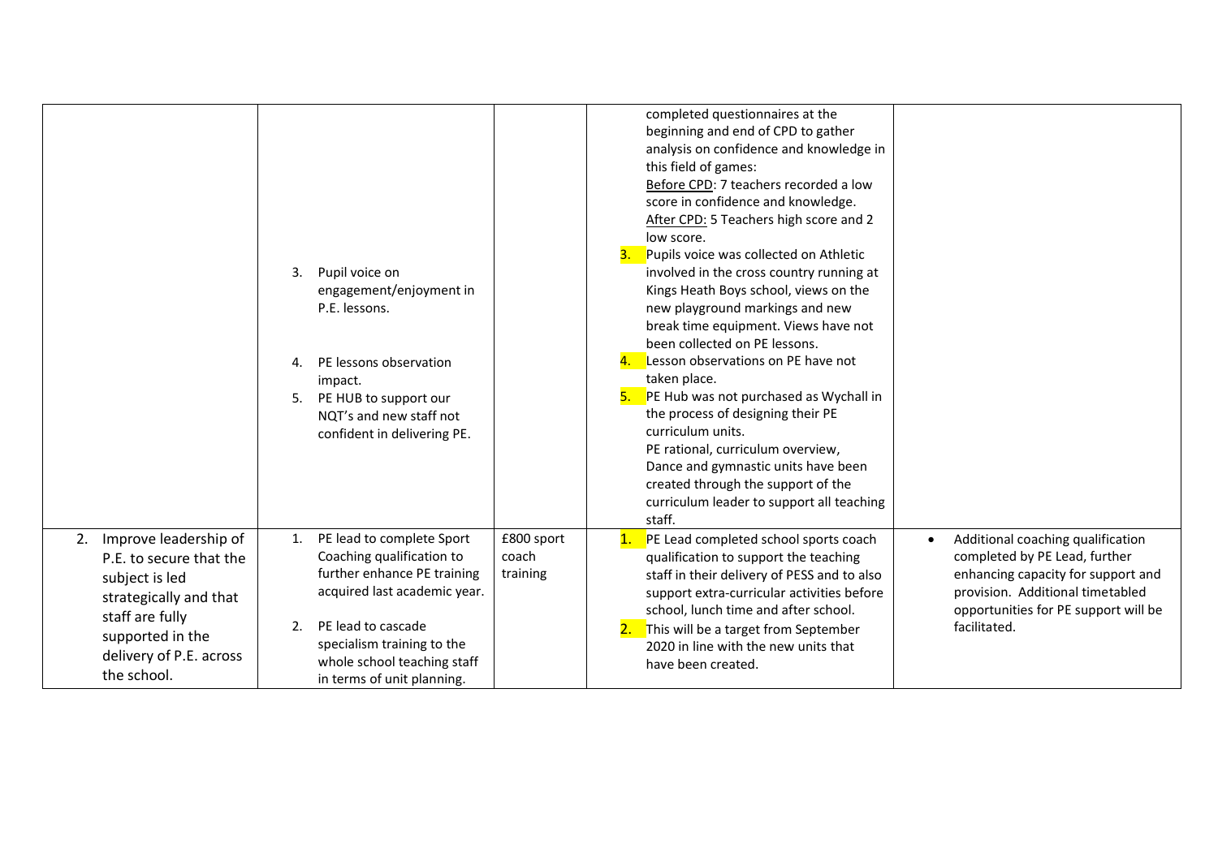| | | | | |
|---|---|---|---|---|
| | 3. Pupil voice on engagement/enjoyment in P.E. lessons.<br><br>4. PE lessons observation impact.<br>5. PE HUB to support our NQT's and new staff not confident in delivering PE. | | completed questionnaires at the beginning and end of CPD to gather analysis on confidence and knowledge in this field of games:<br>Before CPD: 7 teachers recorded a low score in confidence and knowledge.<br>After CPD: 5 Teachers high score and 2 low score.<br>3. Pupils voice was collected on Athletic involved in the cross country running at Kings Heath Boys school, views on the new playground markings and new break time equipment. Views have not been collected on PE lessons.<br>4. Lesson observations on PE have not taken place.<br>5. PE Hub was not purchased as Wychall in the process of designing their PE curriculum units.<br>PE rational, curriculum overview, Dance and gymnastic units have been created through the support of the curriculum leader to support all teaching staff. | |
| 2. Improve leadership of P.E. to secure that the subject is led strategically and that staff are fully supported in the delivery of P.E. across the school. | 1. PE lead to complete Sport Coaching qualification to further enhance PE training acquired last academic year.<br><br>2. PE lead to cascade specialism training to the whole school teaching staff in terms of unit planning. | £800 sport coach training | 1. PE Lead completed school sports coach qualification to support the teaching staff in their delivery of PESS and to also support extra-curricular activities before school, lunch time and after school.<br>2. This will be a target from September 2020 in line with the new units that have been created. | • Additional coaching qualification completed by PE Lead, further enhancing capacity for support and provision. Additional timetabled opportunities for PE support will be facilitated. |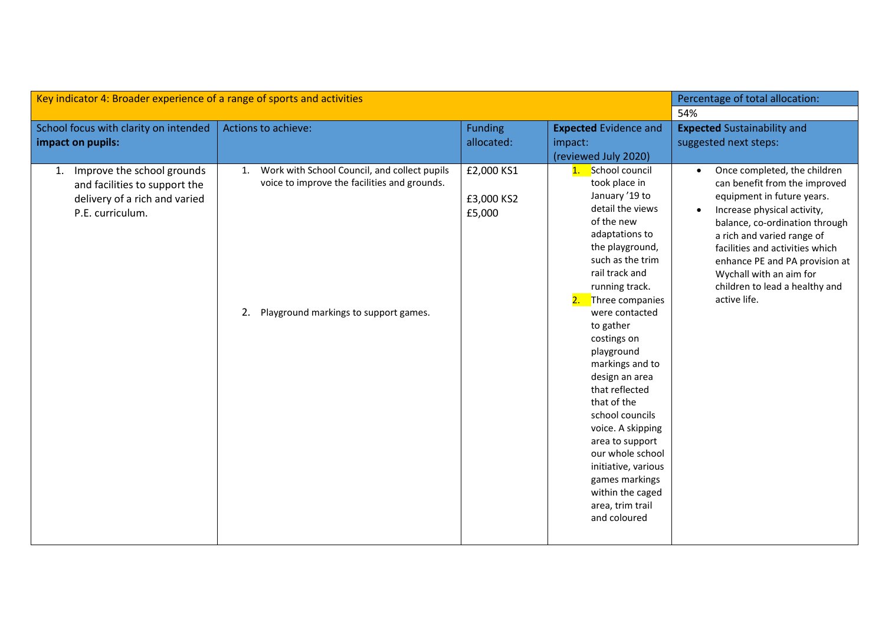| Key indicator 4: Broader experience of a range of sports and activities | | | | Percentage of total allocation: |
|---|---|---|---|---|
| | | | | 54% |
| School focus with clarity on intended **impact on pupils:** | Actions to achieve: | Funding allocated: | **Expected** Evidence and impact: (reviewed July 2020) | **Expected** Sustainability and suggested next steps: |
| 1. Improve the school grounds and facilities to support the delivery of a rich and varied P.E. curriculum. | 1. Work with School Council, and collect pupils voice to improve the facilities and grounds.<br><br>2. Playground markings to support games. | £2,000 KS1<br><br>£3,000 KS2<br>£5,000 | 1. School council took place in January '19 to detail the views of the new adaptations to the playground, such as the trim rail track and running track.<br>2. Three companies were contacted to gather costings on playground markings and to design an area that reflected that of the school councils voice. A skipping area to support our whole school initiative, various games markings within the caged area, trim trail and coloured | • Once completed, the children can benefit from the improved equipment in future years.<br>• Increase physical activity, balance, co-ordination through a rich and varied range of facilities and activities which enhance PE and PA provision at Wychall with an aim for children to lead a healthy and active life. |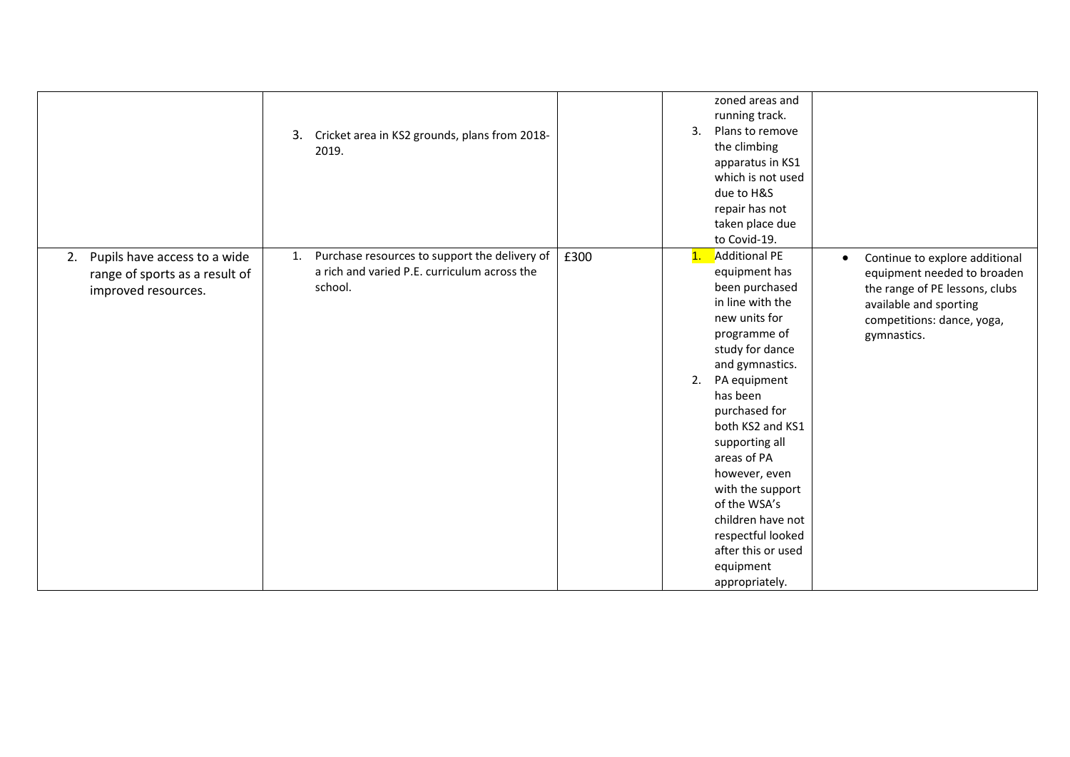| | | | | |
|---|---|---|---|---|
| | 3. Cricket area in KS2 grounds, plans from 2018-2019. | | zoned areas and running track.<br>3. Plans to remove the climbing apparatus in KS1 which is not used due to H&S repair has not taken place due to Covid-19. | |
| 2. Pupils have access to a wide range of sports as a result of improved resources. | 1. Purchase resources to support the delivery of a rich and varied P.E. curriculum across the school. | £300 | 1. Additional PE equipment has been purchased in line with the new units for programme of study for dance and gymnastics.<br>2. PA equipment has been purchased for both KS2 and KS1 supporting all areas of PA however, even with the support of the WSA's children have not respectful looked after this or used equipment appropriately. | • Continue to explore additional equipment needed to broaden the range of PE lessons, clubs available and sporting competitions: dance, yoga, gymnastics. |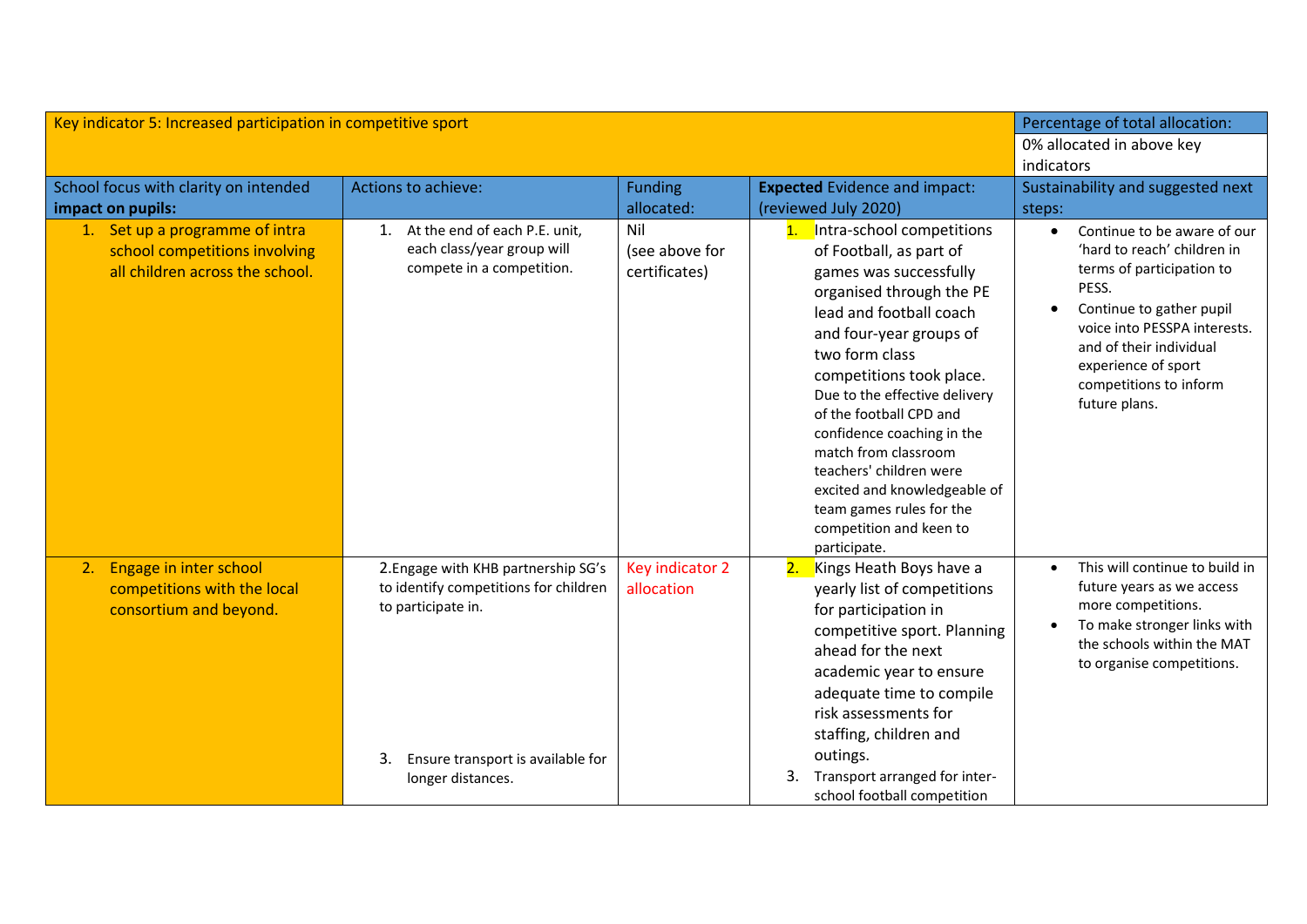| Key indicator 5: Increased participation in competitive sport | | | | Percentage of total allocation: 0% allocated in above key indicators |
|---|---|---|---|---|
| School focus with clarity on intended **impact on pupils:** | Actions to achieve: | Funding allocated: | **Expected** Evidence and impact: (reviewed July 2020) | Sustainability and suggested next steps: |
| 1. Set up a programme of intra school competitions involving all children across the school. | 1. At the end of each P.E. unit, each class/year group will compete in a competition. | Nil (see above for certificates) | 1. Intra-school competitions of Football, as part of games was successfully organised through the PE lead and football coach and four-year groups of two form class competitions took place. Due to the effective delivery of the football CPD and confidence coaching in the match from classroom teachers' children were excited and knowledgeable of team games rules for the competition and keen to participate. | • Continue to be aware of our 'hard to reach' children in terms of participation to PESS. <br> • Continue to gather pupil voice into PESSPA interests. and of their individual experience of sport competitions to inform future plans. |
| 2. Engage in inter school competitions with the local consortium and beyond. | 2. Engage with KHB partnership SG's to identify competitions for children to participate in. <br><br> 3. Ensure transport is available for longer distances. | Key indicator 2 allocation | 2. Kings Heath Boys have a yearly list of competitions for participation in competitive sport. Planning ahead for the next academic year to ensure adequate time to compile risk assessments for staffing, children and outings. <br> 3. Transport arranged for inter-school football competition | • This will continue to build in future years as we access more competitions. <br> • To make stronger links with the schools within the MAT to organise competitions. |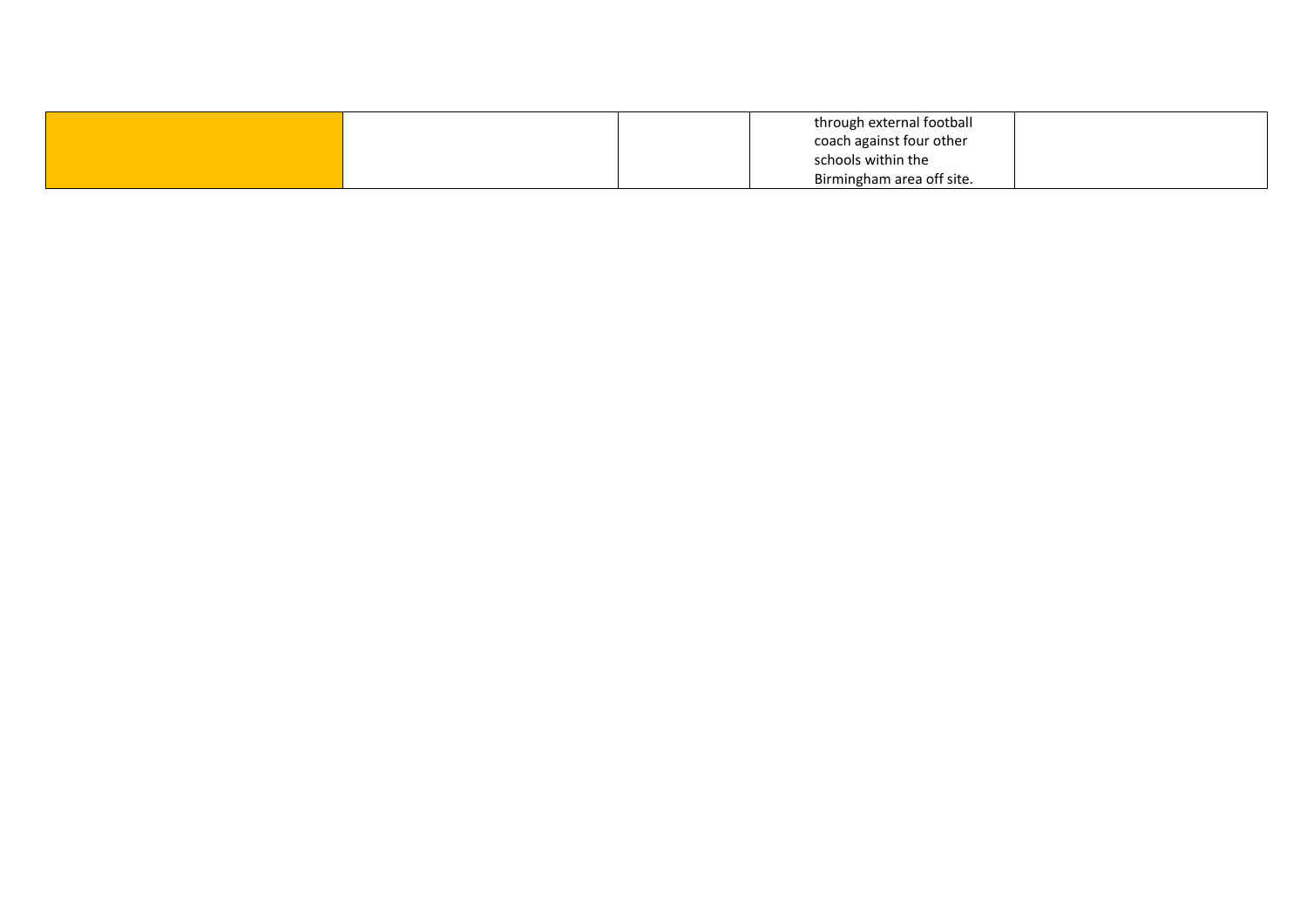| | | | | |
|---|---|---|---|---|
| | | | through external football coach against four other schools within the Birmingham area off site. | |